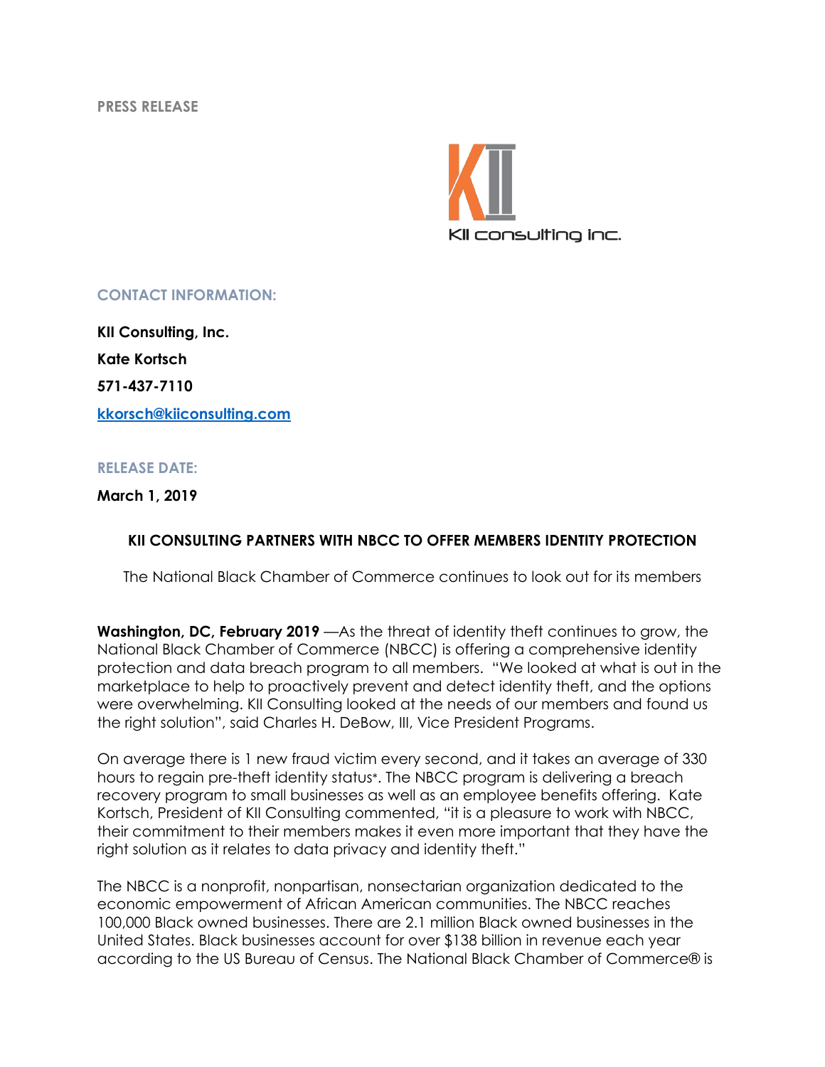**PRESS RELEASE**

KII consulting inc.

**CONTACT INFORMATION:**

**KII Consulting, Inc.**

**Kate Kortsch**

**571-437-7110**

**[kkorsch@kiiconsulting.com](mailto:kkorsch@kiiconsulting.com)**

**RELEASE DATE:**

**March 1, 2019**

## KII CONSULTING PARTNERS WITH NBCC TO OFFER MEMBERS IDENTITY PROTECTION

The National Black Chamber of Commerce continues to look out for its members

**Washington, DC, February 2019** —As the threat of identity theft continues to grow, the National Black Chamber of Commerce (NBCC) is offering a comprehensive identity protection and data breach program to all members. "We looked at what is out in the marketplace to help to proactively prevent and detect identity theft, and the options were overwhelming. KII Consulting looked at the needs of our members and found us the right solution", said Charles H. DeBow, III, Vice President Programs.

On average there is 1 new fraud victim every second, and it takes an average of 330 hours to regain pre-theft identity status*. The NBCC program is delivering a breach recovery program to small businesses as well as an employee benefits offering. Kate Kortsch, President of KII Consulting commented, "it is a pleasure to work with NBCC, their commitment to their members makes it even more important that they have the right solution as it relates to data privacy and identity theft."

The NBCC is a nonprofit, nonpartisan, nonsectarian organization dedicated to the economic empowerment of African American communities. The NBCC reaches 100,000 Black owned businesses. There are 2.1 million Black owned businesses in the United States. Black businesses account for over $138 billion in revenue each year according to the US Bureau of Census. The National Black Chamber of Commerce® is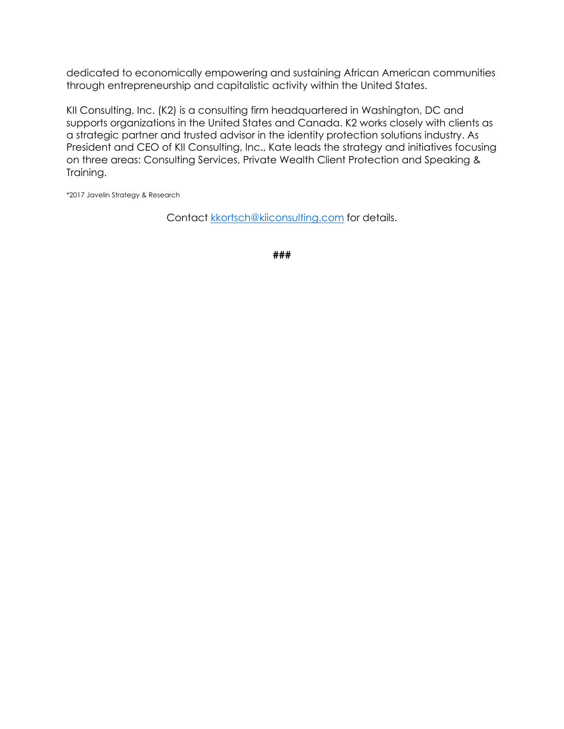dedicated to economically empowering and sustaining African American communities through entrepreneurship and capitalistic activity within the United States.

KII Consulting, Inc. (K2) is a consulting firm headquartered in Washington, DC and supports organizations in the United States and Canada. K2 works closely with clients as a strategic partner and trusted advisor in the identity protection solutions industry. As President and CEO of KII Consulting, Inc., Kate leads the strategy and initiatives focusing on three areas: Consulting Services, Private Wealth Client Protection and Speaking & Training.

*2017 Javelin Strategy & Research

Contact [kkortsch@kiiconsulting.com](mailto:kkortsch@kiiconsulting.com) for details.

**###**